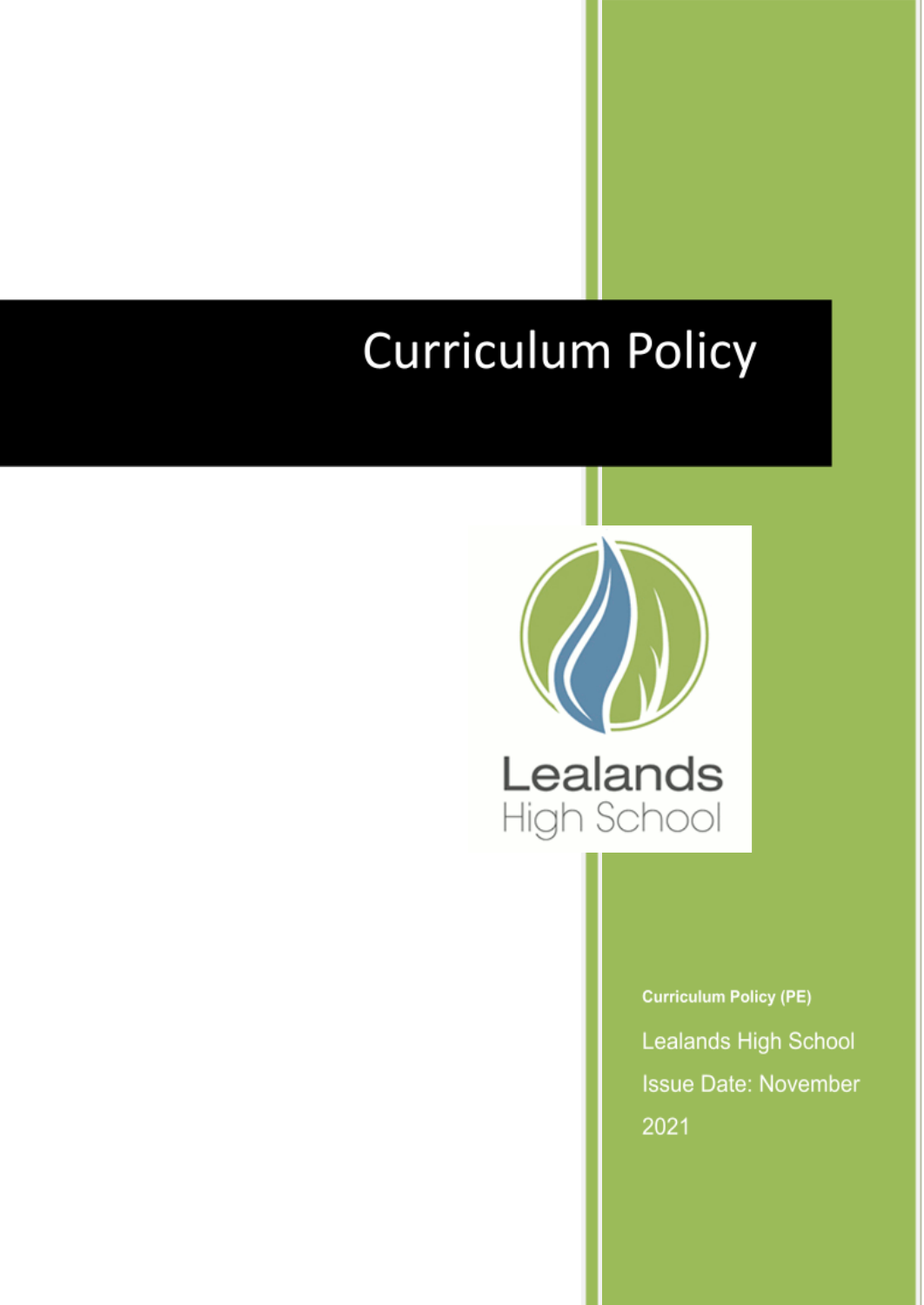# Curriculum Policy

Lealands
High School

**Curriculum Policy (PE)**

Lealands High School

Issue Date: November 2021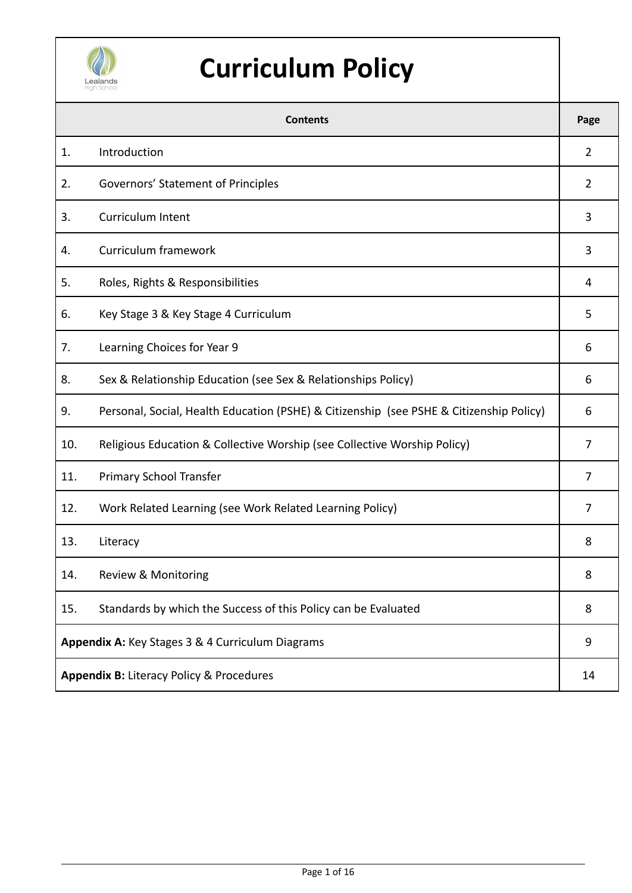# Curriculum Policy

| Contents | | Page |
|---|---|---|
| 1. | Introduction | 2 |
| 2. | Governors' Statement of Principles | 2 |
| 3. | Curriculum Intent | 3 |
| 4. | Curriculum framework | 3 |
| 5. | Roles, Rights & Responsibilities | 4 |
| 6. | Key Stage 3 & Key Stage 4 Curriculum | 5 |
| 7. | Learning Choices for Year 9 | 6 |
| 8. | Sex & Relationship Education (see Sex & Relationships Policy) | 6 |
| 9. | Personal, Social, Health Education (PSHE) & Citizenship (see PSHE & Citizenship Policy) | 6 |
| 10. | Religious Education & Collective Worship (see Collective Worship Policy) | 7 |
| 11. | Primary School Transfer | 7 |
| 12. | Work Related Learning (see Work Related Learning Policy) | 7 |
| 13. | Literacy | 8 |
| 14. | Review & Monitoring | 8 |
| 15. | Standards by which the Success of this Policy can be Evaluated | 8 |
| **Appendix A:** Key Stages 3 & 4 Curriculum Diagrams | | 9 |
| **Appendix B:** Literacy Policy & Procedures | | 14 |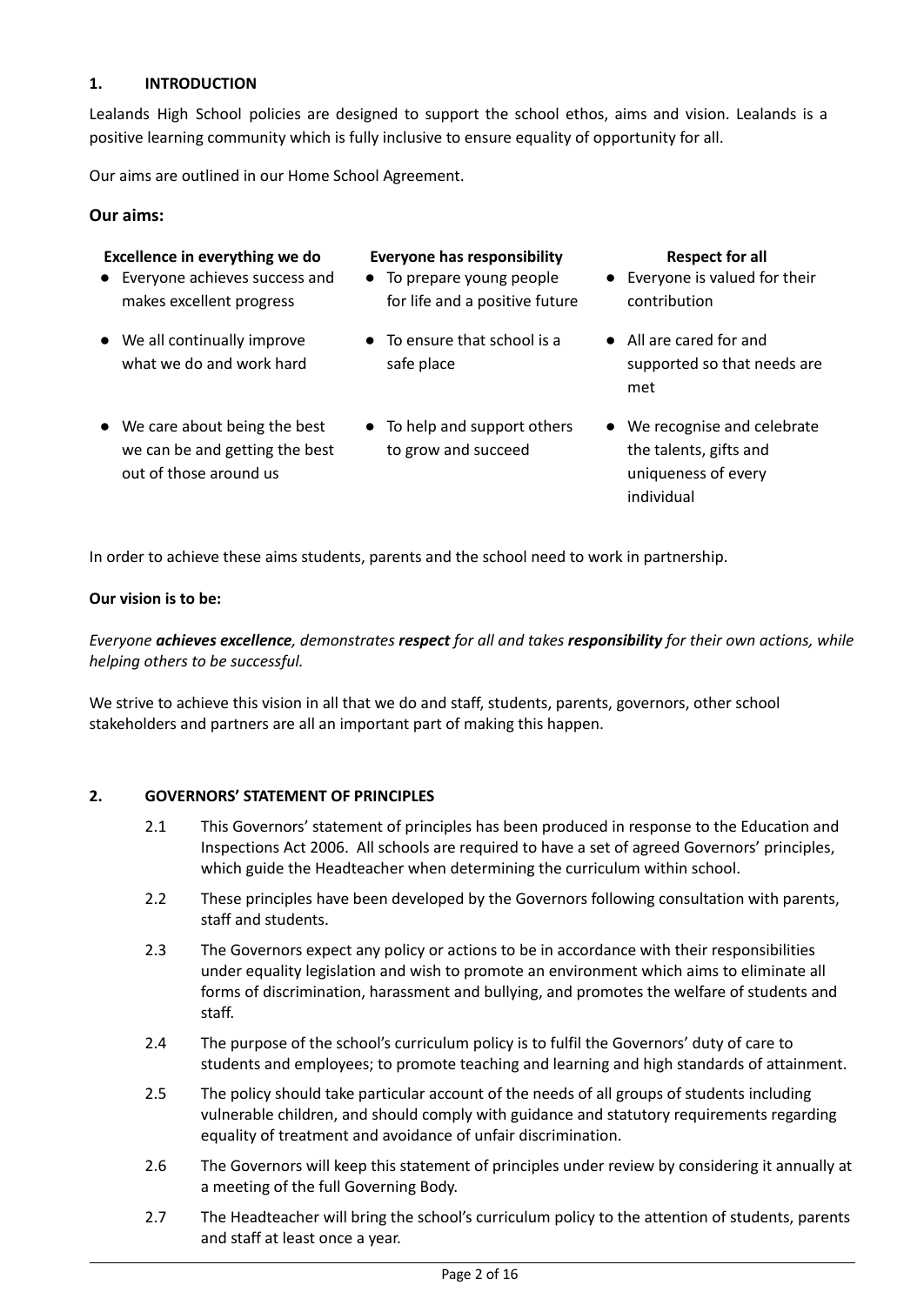## 1. INTRODUCTION

Lealands High School policies are designed to support the school ethos, aims and vision. Lealands is a positive learning community which is fully inclusive to ensure equality of opportunity for all.

Our aims are outlined in our Home School Agreement.

### Our aims:

**Excellence in everything we do**

- Everyone achieves success and makes excellent progress
- We all continually improve what we do and work hard
- We care about being the best we can be and getting the best out of those around us

**Everyone has responsibility**

- To prepare young people for life and a positive future
- To ensure that school is a safe place
- To help and support others to grow and succeed

**Respect for all**

- Everyone is valued for their contribution
- All are cared for and supported so that needs are met
- We recognise and celebrate the talents, gifts and uniqueness of every individual

In order to achieve these aims students, parents and the school need to work in partnership.

**Our vision is to be:**

*Everyone **achieves excellence**, demonstrates **respect** for all and takes **responsibility** for their own actions, while helping others to be successful.*

We strive to achieve this vision in all that we do and staff, students, parents, governors, other school stakeholders and partners are all an important part of making this happen.

## 2. GOVERNORS' STATEMENT OF PRINCIPLES

2.1 This Governors' statement of principles has been produced in response to the Education and Inspections Act 2006. All schools are required to have a set of agreed Governors' principles, which guide the Headteacher when determining the curriculum within school.

2.2 These principles have been developed by the Governors following consultation with parents, staff and students.

2.3 The Governors expect any policy or actions to be in accordance with their responsibilities under equality legislation and wish to promote an environment which aims to eliminate all forms of discrimination, harassment and bullying, and promotes the welfare of students and staff.

2.4 The purpose of the school's curriculum policy is to fulfil the Governors' duty of care to students and employees; to promote teaching and learning and high standards of attainment.

2.5 The policy should take particular account of the needs of all groups of students including vulnerable children, and should comply with guidance and statutory requirements regarding equality of treatment and avoidance of unfair discrimination.

2.6 The Governors will keep this statement of principles under review by considering it annually at a meeting of the full Governing Body.

2.7 The Headteacher will bring the school's curriculum policy to the attention of students, parents and staff at least once a year.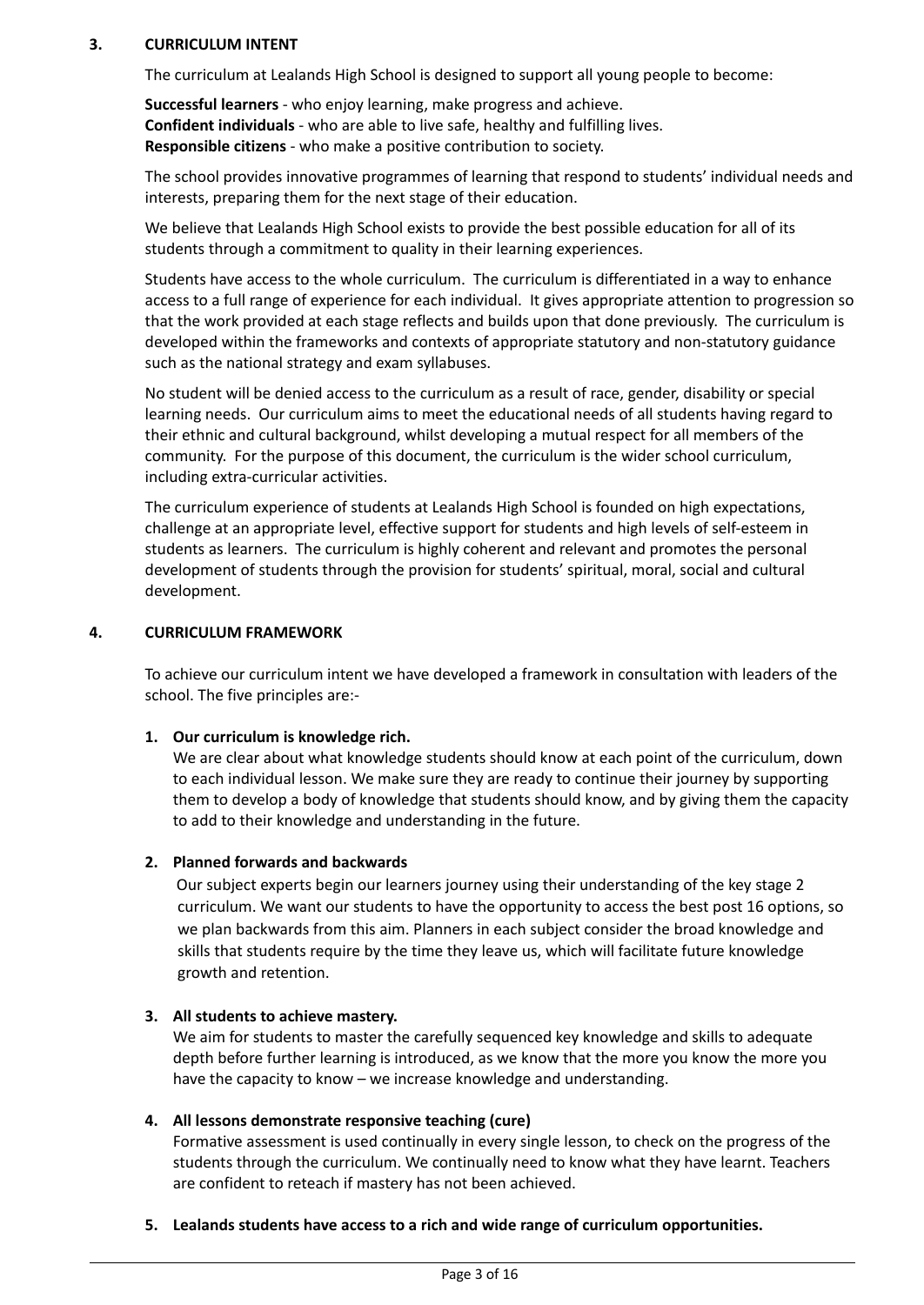## 3. CURRICULUM INTENT

The curriculum at Lealands High School is designed to support all young people to become:

**Successful learners** - who enjoy learning, make progress and achieve.
**Confident individuals** - who are able to live safe, healthy and fulfilling lives.
**Responsible citizens** - who make a positive contribution to society.

The school provides innovative programmes of learning that respond to students' individual needs and interests, preparing them for the next stage of their education.

We believe that Lealands High School exists to provide the best possible education for all of its students through a commitment to quality in their learning experiences.

Students have access to the whole curriculum. The curriculum is differentiated in a way to enhance access to a full range of experience for each individual. It gives appropriate attention to progression so that the work provided at each stage reflects and builds upon that done previously. The curriculum is developed within the frameworks and contexts of appropriate statutory and non-statutory guidance such as the national strategy and exam syllabuses.

No student will be denied access to the curriculum as a result of race, gender, disability or special learning needs. Our curriculum aims to meet the educational needs of all students having regard to their ethnic and cultural background, whilst developing a mutual respect for all members of the community. For the purpose of this document, the curriculum is the wider school curriculum, including extra-curricular activities.

The curriculum experience of students at Lealands High School is founded on high expectations, challenge at an appropriate level, effective support for students and high levels of self-esteem in students as learners. The curriculum is highly coherent and relevant and promotes the personal development of students through the provision for students' spiritual, moral, social and cultural development.

## 4. CURRICULUM FRAMEWORK

To achieve our curriculum intent we have developed a framework in consultation with leaders of the school. The five principles are:-

1. **Our curriculum is knowledge rich.**
   We are clear about what knowledge students should know at each point of the curriculum, down to each individual lesson. We make sure they are ready to continue their journey by supporting them to develop a body of knowledge that students should know, and by giving them the capacity to add to their knowledge and understanding in the future.

2. **Planned forwards and backwards**
   Our subject experts begin our learners journey using their understanding of the key stage 2 curriculum. We want our students to have the opportunity to access the best post 16 options, so we plan backwards from this aim. Planners in each subject consider the broad knowledge and skills that students require by the time they leave us, which will facilitate future knowledge growth and retention.

3. **All students to achieve mastery.**
   We aim for students to master the carefully sequenced key knowledge and skills to adequate depth before further learning is introduced, as we know that the more you know the more you have the capacity to know – we increase knowledge and understanding.

4. **All lessons demonstrate responsive teaching (cure)**
   Formative assessment is used continually in every single lesson, to check on the progress of the students through the curriculum. We continually need to know what they have learnt. Teachers are confident to reteach if mastery has not been achieved.

5. **Lealands students have access to a rich and wide range of curriculum opportunities.**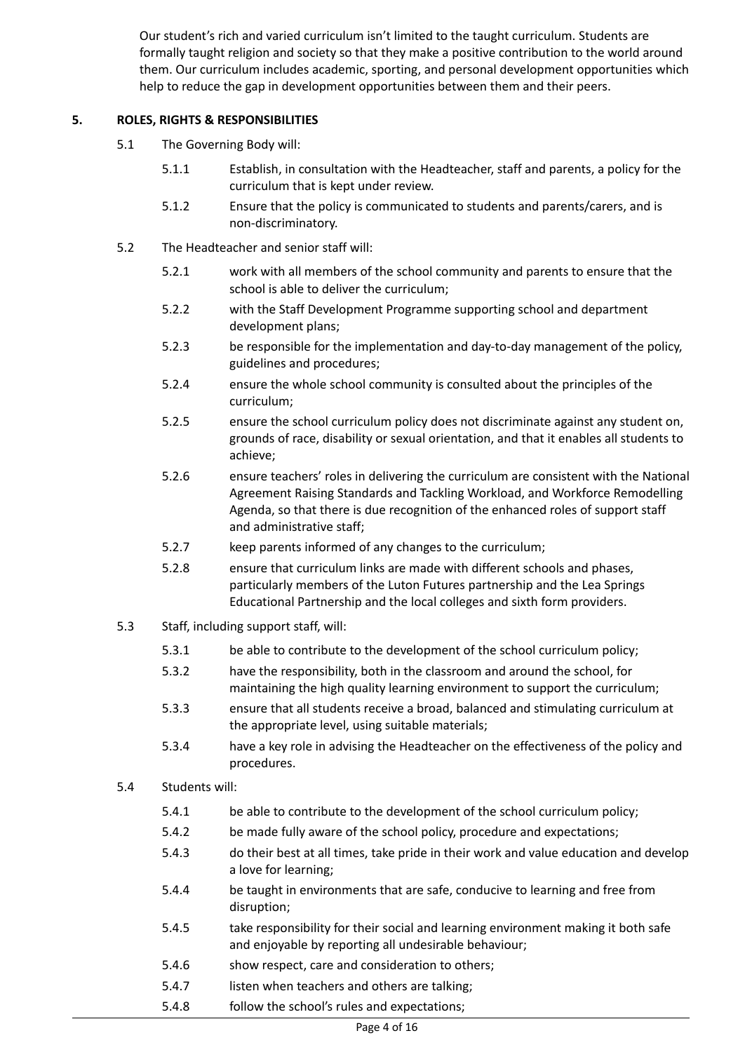Our student's rich and varied curriculum isn't limited to the taught curriculum. Students are formally taught religion and society so that they make a positive contribution to the world around them. Our curriculum includes academic, sporting, and personal development opportunities which help to reduce the gap in development opportunities between them and their peers.

## 5. ROLES, RIGHTS & RESPONSIBILITIES

5.1 The Governing Body will:

- 5.1.1 Establish, in consultation with the Headteacher, staff and parents, a policy for the curriculum that is kept under review.
- 5.1.2 Ensure that the policy is communicated to students and parents/carers, and is non-discriminatory.

5.2 The Headteacher and senior staff will:

- 5.2.1 work with all members of the school community and parents to ensure that the school is able to deliver the curriculum;
- 5.2.2 with the Staff Development Programme supporting school and department development plans;
- 5.2.3 be responsible for the implementation and day-to-day management of the policy, guidelines and procedures;
- 5.2.4 ensure the whole school community is consulted about the principles of the curriculum;
- 5.2.5 ensure the school curriculum policy does not discriminate against any student on, grounds of race, disability or sexual orientation, and that it enables all students to achieve;
- 5.2.6 ensure teachers' roles in delivering the curriculum are consistent with the National Agreement Raising Standards and Tackling Workload, and Workforce Remodelling Agenda, so that there is due recognition of the enhanced roles of support staff and administrative staff;
- 5.2.7 keep parents informed of any changes to the curriculum;
- 5.2.8 ensure that curriculum links are made with different schools and phases, particularly members of the Luton Futures partnership and the Lea Springs Educational Partnership and the local colleges and sixth form providers.

5.3 Staff, including support staff, will:

- 5.3.1 be able to contribute to the development of the school curriculum policy;
- 5.3.2 have the responsibility, both in the classroom and around the school, for maintaining the high quality learning environment to support the curriculum;
- 5.3.3 ensure that all students receive a broad, balanced and stimulating curriculum at the appropriate level, using suitable materials;
- 5.3.4 have a key role in advising the Headteacher on the effectiveness of the policy and procedures.

5.4 Students will:

- 5.4.1 be able to contribute to the development of the school curriculum policy;
- 5.4.2 be made fully aware of the school policy, procedure and expectations;
- 5.4.3 do their best at all times, take pride in their work and value education and develop a love for learning;
- 5.4.4 be taught in environments that are safe, conducive to learning and free from disruption;
- 5.4.5 take responsibility for their social and learning environment making it both safe and enjoyable by reporting all undesirable behaviour;
- 5.4.6 show respect, care and consideration to others;
- 5.4.7 listen when teachers and others are talking;
- 5.4.8 follow the school's rules and expectations;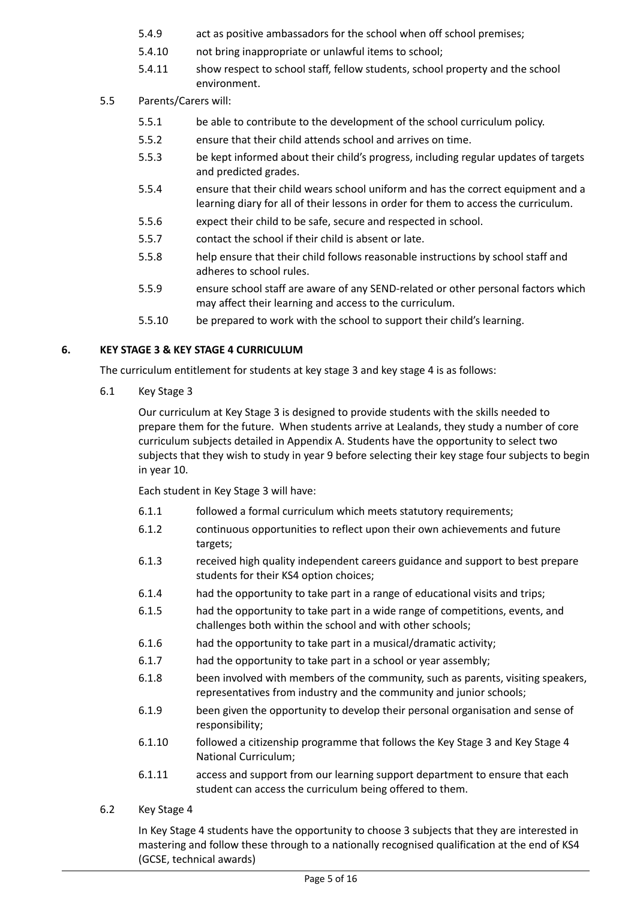5.4.9 act as positive ambassadors for the school when off school premises;

5.4.10 not bring inappropriate or unlawful items to school;

5.4.11 show respect to school staff, fellow students, school property and the school environment.

5.5 Parents/Carers will:

5.5.1 be able to contribute to the development of the school curriculum policy.

5.5.2 ensure that their child attends school and arrives on time.

5.5.3 be kept informed about their child's progress, including regular updates of targets and predicted grades.

5.5.4 ensure that their child wears school uniform and has the correct equipment and a learning diary for all of their lessons in order for them to access the curriculum.

5.5.6 expect their child to be safe, secure and respected in school.

5.5.7 contact the school if their child is absent or late.

5.5.8 help ensure that their child follows reasonable instructions by school staff and adheres to school rules.

5.5.9 ensure school staff are aware of any SEND-related or other personal factors which may affect their learning and access to the curriculum.

5.5.10 be prepared to work with the school to support their child's learning.

## 6. KEY STAGE 3 & KEY STAGE 4 CURRICULUM

The curriculum entitlement for students at key stage 3 and key stage 4 is as follows:

6.1 Key Stage 3

Our curriculum at Key Stage 3 is designed to provide students with the skills needed to prepare them for the future. When students arrive at Lealands, they study a number of core curriculum subjects detailed in Appendix A. Students have the opportunity to select two subjects that they wish to study in year 9 before selecting their key stage four subjects to begin in year 10.

Each student in Key Stage 3 will have:

6.1.1 followed a formal curriculum which meets statutory requirements;

6.1.2 continuous opportunities to reflect upon their own achievements and future targets;

6.1.3 received high quality independent careers guidance and support to best prepare students for their KS4 option choices;

6.1.4 had the opportunity to take part in a range of educational visits and trips;

6.1.5 had the opportunity to take part in a wide range of competitions, events, and challenges both within the school and with other schools;

6.1.6 had the opportunity to take part in a musical/dramatic activity;

6.1.7 had the opportunity to take part in a school or year assembly;

6.1.8 been involved with members of the community, such as parents, visiting speakers, representatives from industry and the community and junior schools;

6.1.9 been given the opportunity to develop their personal organisation and sense of responsibility;

6.1.10 followed a citizenship programme that follows the Key Stage 3 and Key Stage 4 National Curriculum;

6.1.11 access and support from our learning support department to ensure that each student can access the curriculum being offered to them.

6.2 Key Stage 4

In Key Stage 4 students have the opportunity to choose 3 subjects that they are interested in mastering and follow these through to a nationally recognised qualification at the end of KS4 (GCSE, technical awards)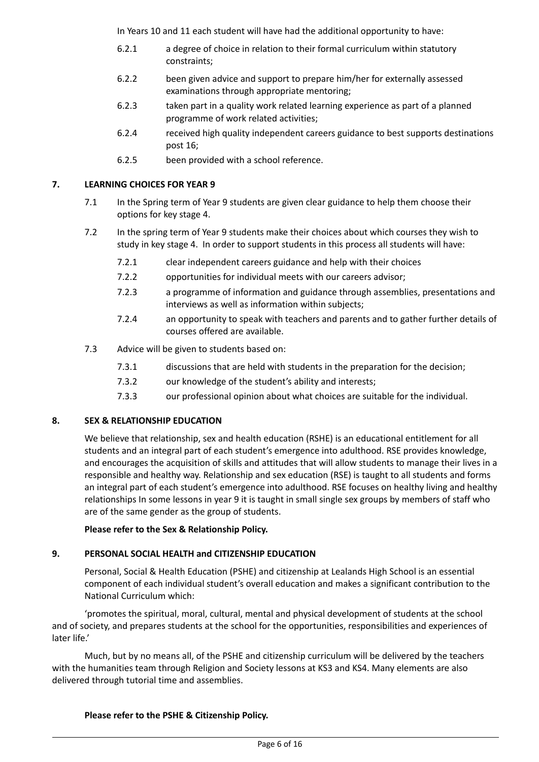In Years 10 and 11 each student will have had the additional opportunity to have:

6.2.1 a degree of choice in relation to their formal curriculum within statutory constraints;

6.2.2 been given advice and support to prepare him/her for externally assessed examinations through appropriate mentoring;

6.2.3 taken part in a quality work related learning experience as part of a planned programme of work related activities;

6.2.4 received high quality independent careers guidance to best supports destinations post 16;

6.2.5 been provided with a school reference.

## 7. LEARNING CHOICES FOR YEAR 9

7.1 In the Spring term of Year 9 students are given clear guidance to help them choose their options for key stage 4.

7.2 In the spring term of Year 9 students make their choices about which courses they wish to study in key stage 4. In order to support students in this process all students will have:

7.2.1 clear independent careers guidance and help with their choices

7.2.2 opportunities for individual meets with our careers advisor;

7.2.3 a programme of information and guidance through assemblies, presentations and interviews as well as information within subjects;

7.2.4 an opportunity to speak with teachers and parents and to gather further details of courses offered are available.

7.3 Advice will be given to students based on:

7.3.1 discussions that are held with students in the preparation for the decision;

7.3.2 our knowledge of the student's ability and interests;

7.3.3 our professional opinion about what choices are suitable for the individual.

## 8. SEX & RELATIONSHIP EDUCATION

We believe that relationship, sex and health education (RSHE) is an educational entitlement for all students and an integral part of each student's emergence into adulthood. RSE provides knowledge, and encourages the acquisition of skills and attitudes that will allow students to manage their lives in a responsible and healthy way. Relationship and sex education (RSE) is taught to all students and forms an integral part of each student's emergence into adulthood. RSE focuses on healthy living and healthy relationships In some lessons in year 9 it is taught in small single sex groups by members of staff who are of the same gender as the group of students.

**Please refer to the Sex & Relationship Policy.**

## 9. PERSONAL SOCIAL HEALTH and CITIZENSHIP EDUCATION

Personal, Social & Health Education (PSHE) and citizenship at Lealands High School is an essential component of each individual student's overall education and makes a significant contribution to the National Curriculum which:

'promotes the spiritual, moral, cultural, mental and physical development of students at the school and of society, and prepares students at the school for the opportunities, responsibilities and experiences of later life.'

Much, but by no means all, of the PSHE and citizenship curriculum will be delivered by the teachers with the humanities team through Religion and Society lessons at KS3 and KS4. Many elements are also delivered through tutorial time and assemblies.

**Please refer to the PSHE & Citizenship Policy.**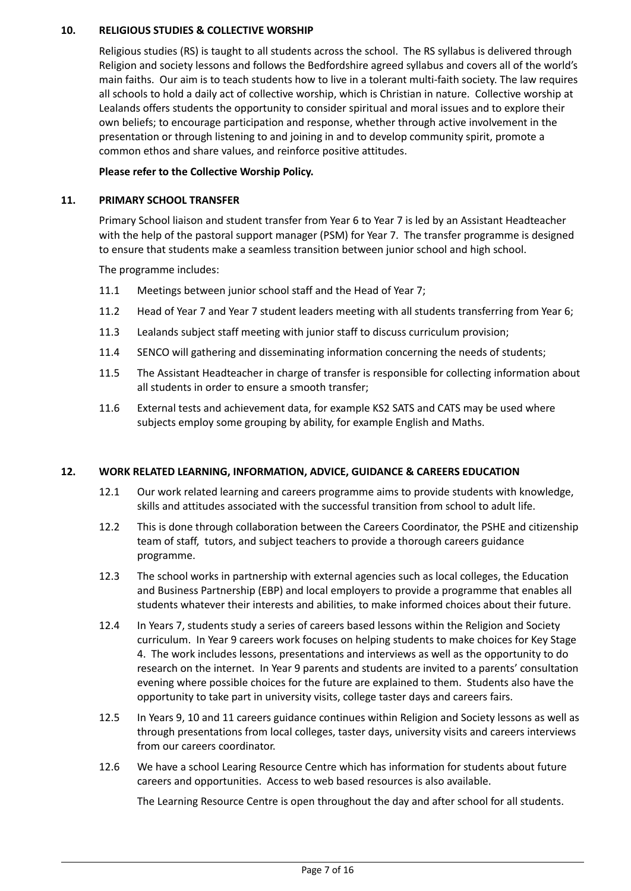## 10. RELIGIOUS STUDIES & COLLECTIVE WORSHIP

Religious studies (RS) is taught to all students across the school. The RS syllabus is delivered through Religion and society lessons and follows the Bedfordshire agreed syllabus and covers all of the world's main faiths. Our aim is to teach students how to live in a tolerant multi-faith society. The law requires all schools to hold a daily act of collective worship, which is Christian in nature. Collective worship at Lealands offers students the opportunity to consider spiritual and moral issues and to explore their own beliefs; to encourage participation and response, whether through active involvement in the presentation or through listening to and joining in and to develop community spirit, promote a common ethos and share values, and reinforce positive attitudes.

**Please refer to the Collective Worship Policy.**

## 11. PRIMARY SCHOOL TRANSFER

Primary School liaison and student transfer from Year 6 to Year 7 is led by an Assistant Headteacher with the help of the pastoral support manager (PSM) for Year 7. The transfer programme is designed to ensure that students make a seamless transition between junior school and high school.

The programme includes:

11.1 Meetings between junior school staff and the Head of Year 7;

11.2 Head of Year 7 and Year 7 student leaders meeting with all students transferring from Year 6;

11.3 Lealands subject staff meeting with junior staff to discuss curriculum provision;

11.4 SENCO will gathering and disseminating information concerning the needs of students;

11.5 The Assistant Headteacher in charge of transfer is responsible for collecting information about all students in order to ensure a smooth transfer;

11.6 External tests and achievement data, for example KS2 SATS and CATS may be used where subjects employ some grouping by ability, for example English and Maths.

## 12. WORK RELATED LEARNING, INFORMATION, ADVICE, GUIDANCE & CAREERS EDUCATION

12.1 Our work related learning and careers programme aims to provide students with knowledge, skills and attitudes associated with the successful transition from school to adult life.

12.2 This is done through collaboration between the Careers Coordinator, the PSHE and citizenship team of staff, tutors, and subject teachers to provide a thorough careers guidance programme.

12.3 The school works in partnership with external agencies such as local colleges, the Education and Business Partnership (EBP) and local employers to provide a programme that enables all students whatever their interests and abilities, to make informed choices about their future.

12.4 In Years 7, students study a series of careers based lessons within the Religion and Society curriculum. In Year 9 careers work focuses on helping students to make choices for Key Stage 4. The work includes lessons, presentations and interviews as well as the opportunity to do research on the internet. In Year 9 parents and students are invited to a parents' consultation evening where possible choices for the future are explained to them. Students also have the opportunity to take part in university visits, college taster days and careers fairs.

12.5 In Years 9, 10 and 11 careers guidance continues within Religion and Society lessons as well as through presentations from local colleges, taster days, university visits and careers interviews from our careers coordinator.

12.6 We have a school Learing Resource Centre which has information for students about future careers and opportunities. Access to web based resources is also available.

The Learning Resource Centre is open throughout the day and after school for all students.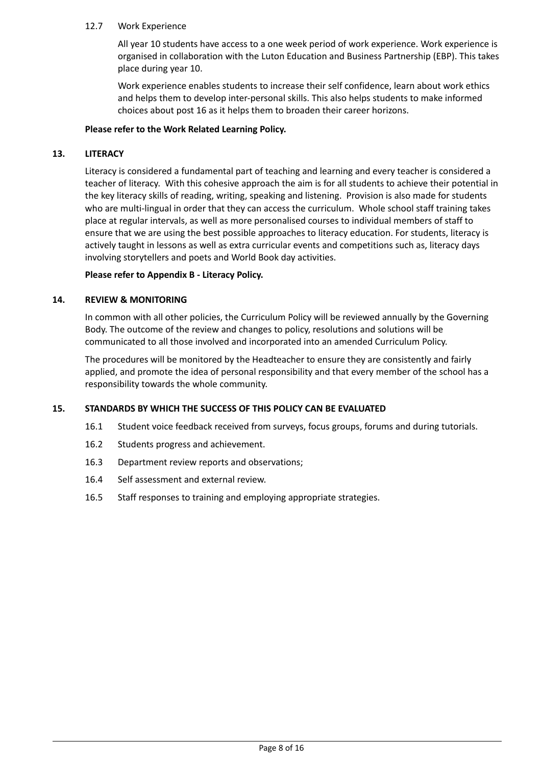12.7 Work Experience

All year 10 students have access to a one week period of work experience. Work experience is organised in collaboration with the Luton Education and Business Partnership (EBP). This takes place during year 10.

Work experience enables students to increase their self confidence, learn about work ethics and helps them to develop inter-personal skills. This also helps students to make informed choices about post 16 as it helps them to broaden their career horizons.

**Please refer to the Work Related Learning Policy.**

## 13. LITERACY

Literacy is considered a fundamental part of teaching and learning and every teacher is considered a teacher of literacy. With this cohesive approach the aim is for all students to achieve their potential in the key literacy skills of reading, writing, speaking and listening. Provision is also made for students who are multi-lingual in order that they can access the curriculum. Whole school staff training takes place at regular intervals, as well as more personalised courses to individual members of staff to ensure that we are using the best possible approaches to literacy education. For students, literacy is actively taught in lessons as well as extra curricular events and competitions such as, literacy days involving storytellers and poets and World Book day activities.

**Please refer to Appendix B - Literacy Policy.**

## 14. REVIEW & MONITORING

In common with all other policies, the Curriculum Policy will be reviewed annually by the Governing Body. The outcome of the review and changes to policy, resolutions and solutions will be communicated to all those involved and incorporated into an amended Curriculum Policy.

The procedures will be monitored by the Headteacher to ensure they are consistently and fairly applied, and promote the idea of personal responsibility and that every member of the school has a responsibility towards the whole community.

## 15. STANDARDS BY WHICH THE SUCCESS OF THIS POLICY CAN BE EVALUATED

16.1 Student voice feedback received from surveys, focus groups, forums and during tutorials.

16.2 Students progress and achievement.

16.3 Department review reports and observations;

16.4 Self assessment and external review.

16.5 Staff responses to training and employing appropriate strategies.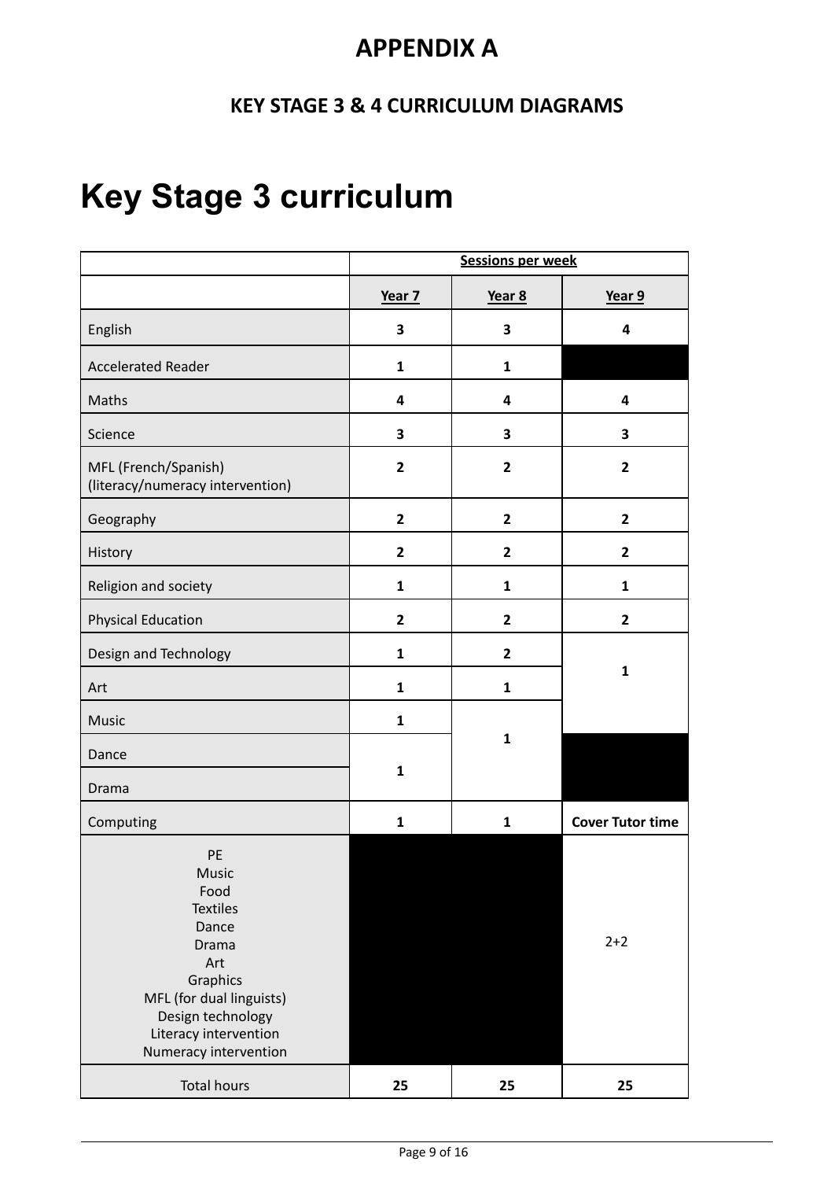# APPENDIX A

## KEY STAGE 3 & 4 CURRICULUM DIAGRAMS

# Key Stage 3 curriculum

| | Sessions per week | | |
|---|---|---|---|
| | **Year 7** | **Year 8** | **Year 9** |
| English | **3** | **3** | **4** |
| Accelerated Reader | **1** | **1** | |
| Maths | **4** | **4** | **4** |
| Science | **3** | **3** | **3** |
| MFL (French/Spanish) (literacy/numeracy intervention) | **2** | **2** | **2** |
| Geography | **2** | **2** | **2** |
| History | **2** | **2** | **2** |
| Religion and society | **1** | **1** | **1** |
| Physical Education | **2** | **2** | **2** |
| Design and Technology | **1** | **2** | **1** |
| Art | **1** | **1** | |
| Music | **1** | **1** | |
| Dance | **1** | | |
| Drama | | | |
| Computing | **1** | **1** | **Cover Tutor time** |
| PE<br>Music<br>Food<br>Textiles<br>Dance<br>Drama<br>Art<br>Graphics<br>MFL (for dual linguists)<br>Design technology<br>Literacy intervention<br>Numeracy intervention | | | 2+2 |
| Total hours | **25** | **25** | **25** |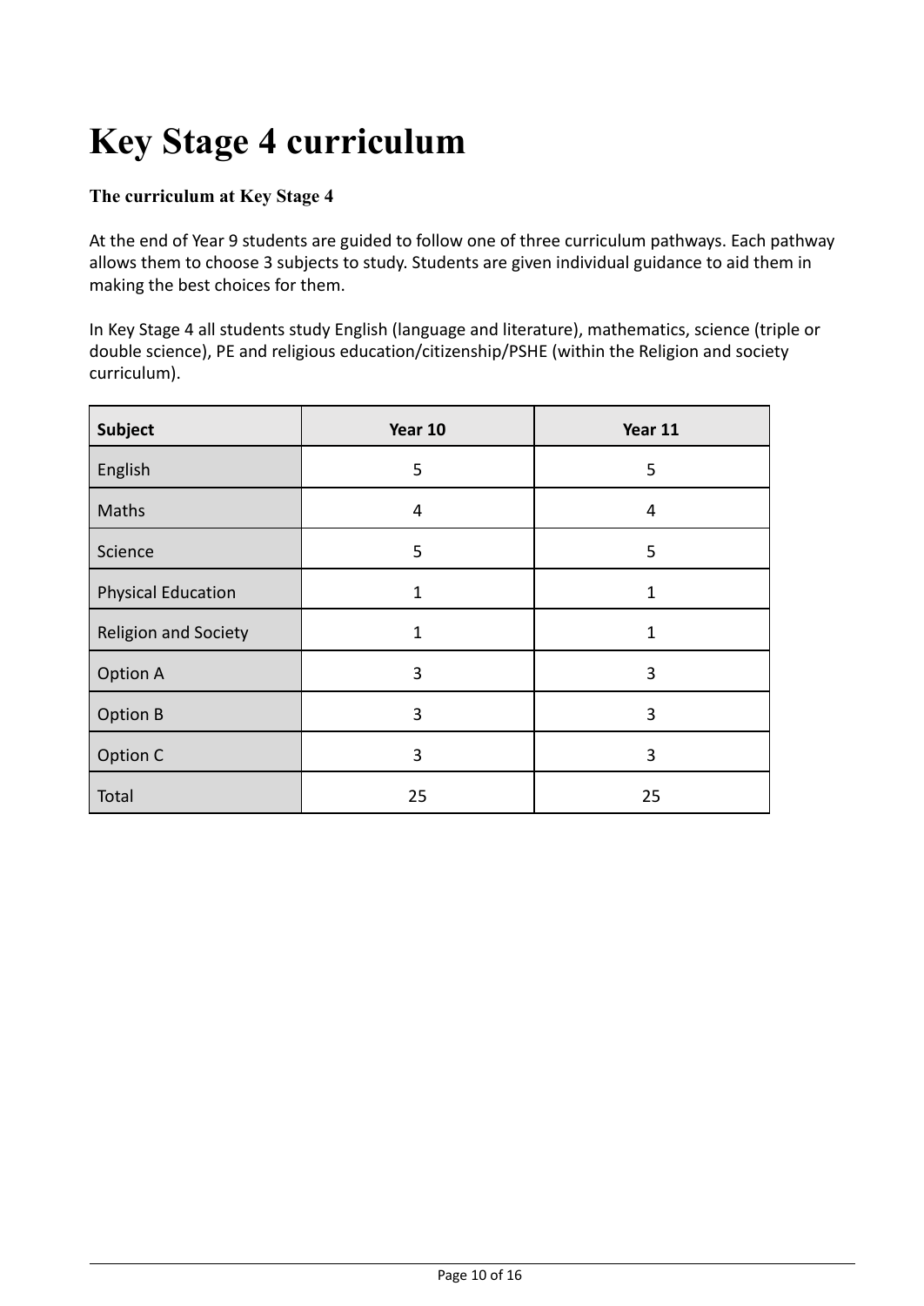# Key Stage 4 curriculum

### The curriculum at Key Stage 4

At the end of Year 9 students are guided to follow one of three curriculum pathways. Each pathway allows them to choose 3 subjects to study. Students are given individual guidance to aid them in making the best choices for them.

In Key Stage 4 all students study English (language and literature), mathematics, science (triple or double science), PE and religious education/citizenship/PSHE (within the Religion and society curriculum).

| Subject | Year 10 | Year 11 |
|---|---|---|
| English | 5 | 5 |
| Maths | 4 | 4 |
| Science | 5 | 5 |
| Physical Education | 1 | 1 |
| Religion and Society | 1 | 1 |
| Option A | 3 | 3 |
| Option B | 3 | 3 |
| Option C | 3 | 3 |
| Total | 25 | 25 |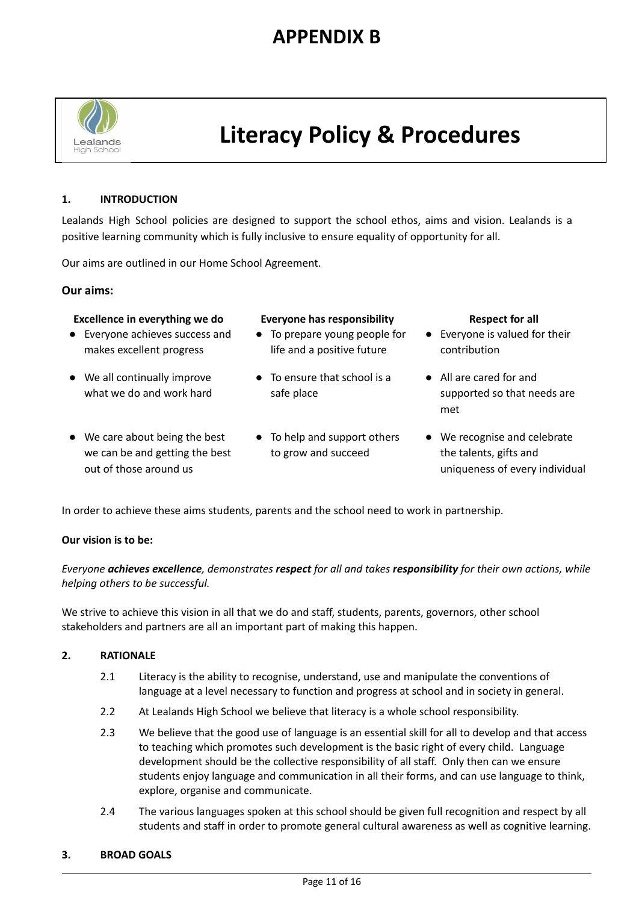# APPENDIX B

# Literacy Policy & Procedures

## 1. INTRODUCTION

Lealands High School policies are designed to support the school ethos, aims and vision. Lealands is a positive learning community which is fully inclusive to ensure equality of opportunity for all.

Our aims are outlined in our Home School Agreement.

### Our aims:

**Excellence in everything we do**

- Everyone achieves success and makes excellent progress
- We all continually improve what we do and work hard
- We care about being the best we can be and getting the best out of those around us

**Everyone has responsibility**

- To prepare young people for life and a positive future
- To ensure that school is a safe place
- To help and support others to grow and succeed

**Respect for all**

- Everyone is valued for their contribution
- All are cared for and supported so that needs are met
- We recognise and celebrate the talents, gifts and uniqueness of every individual

In order to achieve these aims students, parents and the school need to work in partnership.

**Our vision is to be:**

*Everyone **achieves excellence**, demonstrates **respect** for all and takes **responsibility** for their own actions, while helping others to be successful.*

We strive to achieve this vision in all that we do and staff, students, parents, governors, other school stakeholders and partners are all an important part of making this happen.

## 2. RATIONALE

2.1 Literacy is the ability to recognise, understand, use and manipulate the conventions of language at a level necessary to function and progress at school and in society in general.

2.2 At Lealands High School we believe that literacy is a whole school responsibility.

2.3 We believe that the good use of language is an essential skill for all to develop and that access to teaching which promotes such development is the basic right of every child. Language development should be the collective responsibility of all staff. Only then can we ensure students enjoy language and communication in all their forms, and can use language to think, explore, organise and communicate.

2.4 The various languages spoken at this school should be given full recognition and respect by all students and staff in order to promote general cultural awareness as well as cognitive learning.

## 3. BROAD GOALS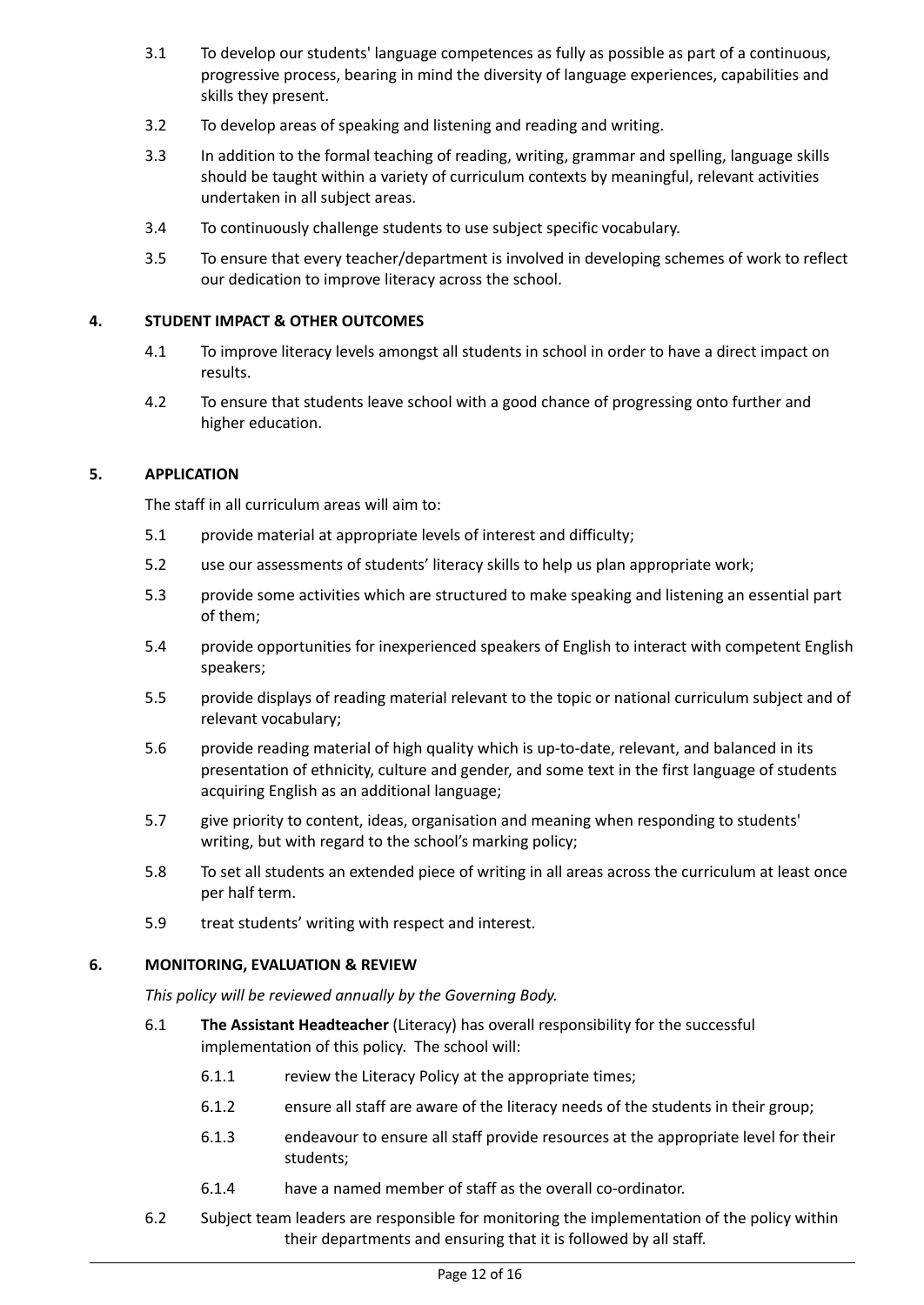3.1 To develop our students' language competences as fully as possible as part of a continuous, progressive process, bearing in mind the diversity of language experiences, capabilities and skills they present.

3.2 To develop areas of speaking and listening and reading and writing.

3.3 In addition to the formal teaching of reading, writing, grammar and spelling, language skills should be taught within a variety of curriculum contexts by meaningful, relevant activities undertaken in all subject areas.

3.4 To continuously challenge students to use subject specific vocabulary.

3.5 To ensure that every teacher/department is involved in developing schemes of work to reflect our dedication to improve literacy across the school.

## 4. STUDENT IMPACT & OTHER OUTCOMES

4.1 To improve literacy levels amongst all students in school in order to have a direct impact on results.

4.2 To ensure that students leave school with a good chance of progressing onto further and higher education.

## 5. APPLICATION

The staff in all curriculum areas will aim to:

5.1 provide material at appropriate levels of interest and difficulty;

5.2 use our assessments of students' literacy skills to help us plan appropriate work;

5.3 provide some activities which are structured to make speaking and listening an essential part of them;

5.4 provide opportunities for inexperienced speakers of English to interact with competent English speakers;

5.5 provide displays of reading material relevant to the topic or national curriculum subject and of relevant vocabulary;

5.6 provide reading material of high quality which is up-to-date, relevant, and balanced in its presentation of ethnicity, culture and gender, and some text in the first language of students acquiring English as an additional language;

5.7 give priority to content, ideas, organisation and meaning when responding to students' writing, but with regard to the school's marking policy;

5.8 To set all students an extended piece of writing in all areas across the curriculum at least once per half term.

5.9 treat students' writing with respect and interest.

## 6. MONITORING, EVALUATION & REVIEW

*This policy will be reviewed annually by the Governing Body.*

6.1 **The Assistant Headteacher** (Literacy) has overall responsibility for the successful implementation of this policy. The school will:

6.1.1 review the Literacy Policy at the appropriate times;

6.1.2 ensure all staff are aware of the literacy needs of the students in their group;

6.1.3 endeavour to ensure all staff provide resources at the appropriate level for their students;

6.1.4 have a named member of staff as the overall co-ordinator.

6.2 Subject team leaders are responsible for monitoring the implementation of the policy within their departments and ensuring that it is followed by all staff.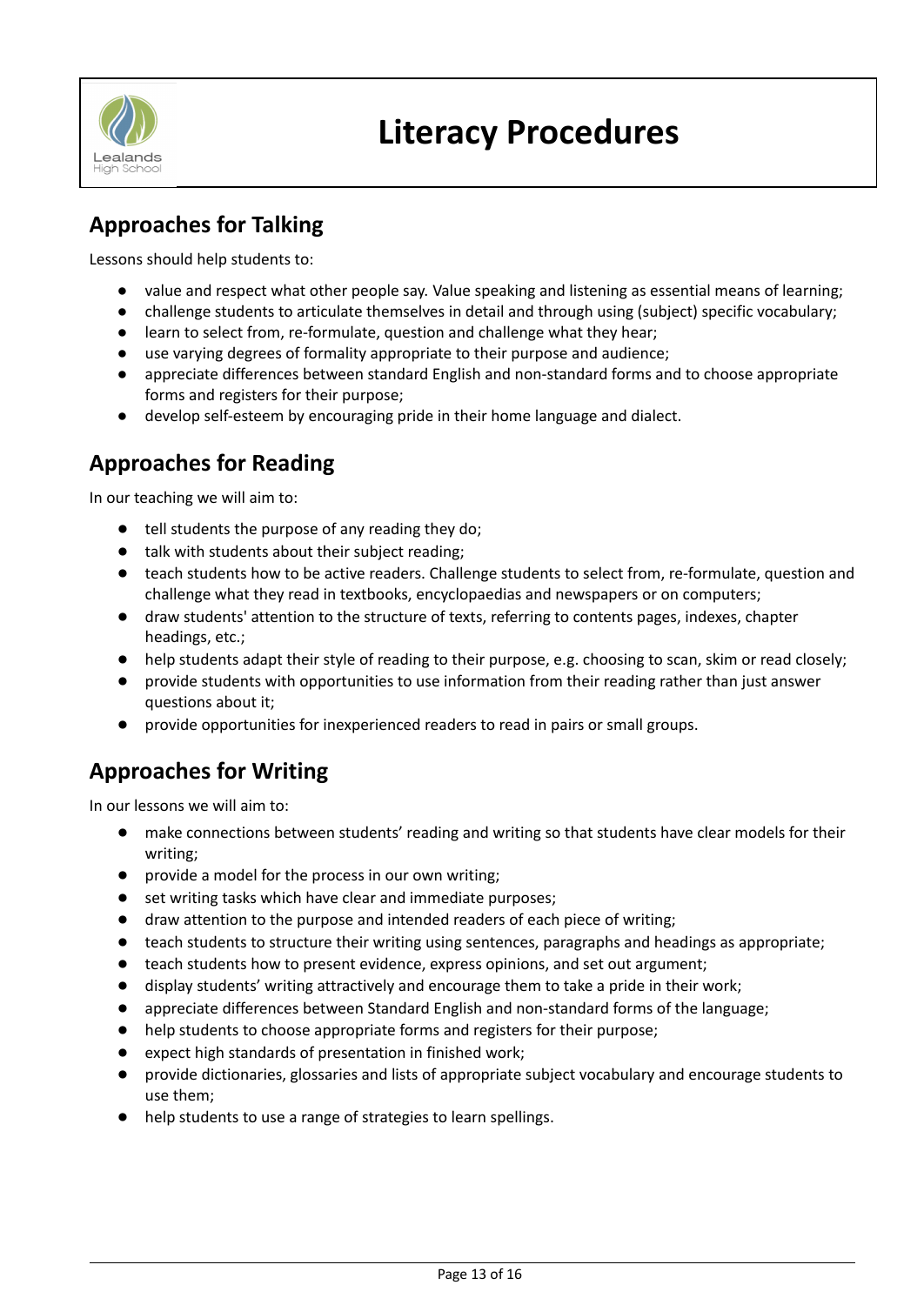# Literacy Procedures

## Approaches for Talking

Lessons should help students to:

- value and respect what other people say. Value speaking and listening as essential means of learning;
- challenge students to articulate themselves in detail and through using (subject) specific vocabulary;
- learn to select from, re-formulate, question and challenge what they hear;
- use varying degrees of formality appropriate to their purpose and audience;
- appreciate differences between standard English and non-standard forms and to choose appropriate forms and registers for their purpose;
- develop self-esteem by encouraging pride in their home language and dialect.

## Approaches for Reading

In our teaching we will aim to:

- tell students the purpose of any reading they do;
- talk with students about their subject reading;
- teach students how to be active readers. Challenge students to select from, re-formulate, question and challenge what they read in textbooks, encyclopaedias and newspapers or on computers;
- draw students' attention to the structure of texts, referring to contents pages, indexes, chapter headings, etc.;
- help students adapt their style of reading to their purpose, e.g. choosing to scan, skim or read closely;
- provide students with opportunities to use information from their reading rather than just answer questions about it;
- provide opportunities for inexperienced readers to read in pairs or small groups.

## Approaches for Writing

In our lessons we will aim to:

- make connections between students' reading and writing so that students have clear models for their writing;
- provide a model for the process in our own writing;
- set writing tasks which have clear and immediate purposes;
- draw attention to the purpose and intended readers of each piece of writing;
- teach students to structure their writing using sentences, paragraphs and headings as appropriate;
- teach students how to present evidence, express opinions, and set out argument;
- display students' writing attractively and encourage them to take a pride in their work;
- appreciate differences between Standard English and non-standard forms of the language;
- help students to choose appropriate forms and registers for their purpose;
- expect high standards of presentation in finished work;
- provide dictionaries, glossaries and lists of appropriate subject vocabulary and encourage students to use them;
- help students to use a range of strategies to learn spellings.